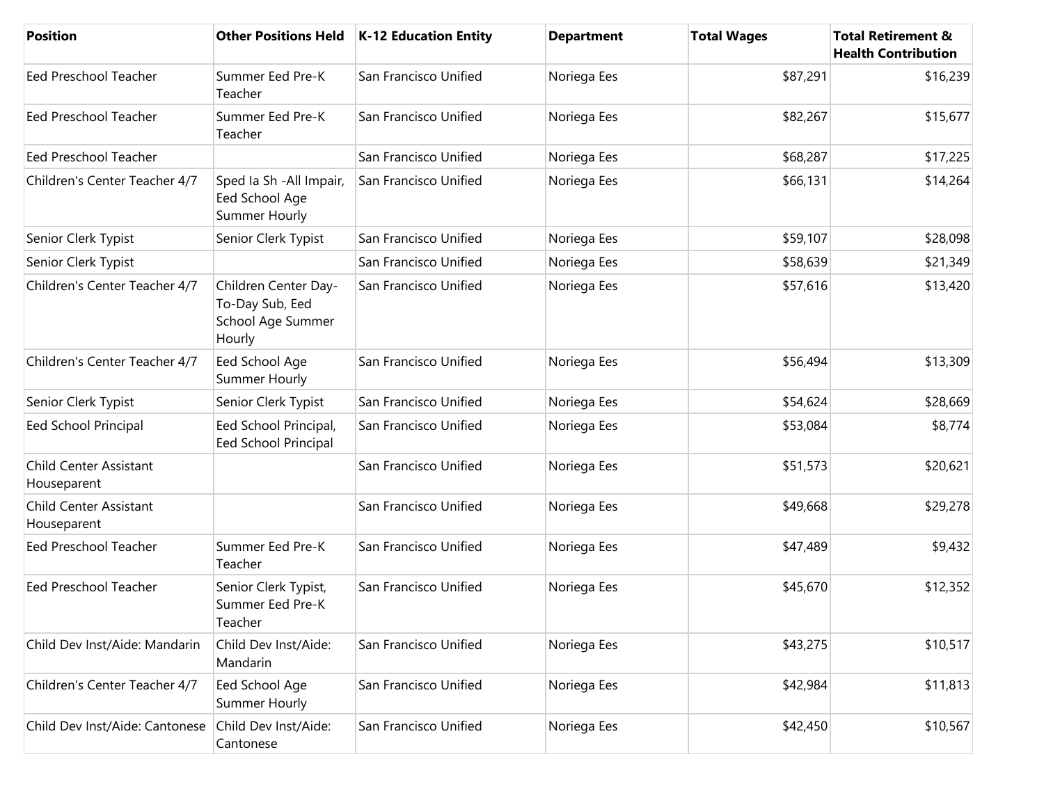| Position | Other Positions Held | K-12 Education Entity | Department | Total Wages | Total Retirement & Health Contribution |
|---|---|---|---|---|---|
| Eed Preschool Teacher | Summer Eed Pre-K Teacher | San Francisco Unified | Noriega Ees | $87,291 | $16,239 |
| Eed Preschool Teacher | Summer Eed Pre-K Teacher | San Francisco Unified | Noriega Ees | $82,267 | $15,677 |
| Eed Preschool Teacher | | San Francisco Unified | Noriega Ees | $68,287 | $17,225 |
| Children's Center Teacher 4/7 | Sped Ia Sh -All Impair, Eed School Age Summer Hourly | San Francisco Unified | Noriega Ees | $66,131 | $14,264 |
| Senior Clerk Typist | Senior Clerk Typist | San Francisco Unified | Noriega Ees | $59,107 | $28,098 |
| Senior Clerk Typist | | San Francisco Unified | Noriega Ees | $58,639 | $21,349 |
| Children's Center Teacher 4/7 | Children Center Day-To-Day Sub, Eed School Age Summer Hourly | San Francisco Unified | Noriega Ees | $57,616 | $13,420 |
| Children's Center Teacher 4/7 | Eed School Age Summer Hourly | San Francisco Unified | Noriega Ees | $56,494 | $13,309 |
| Senior Clerk Typist | Senior Clerk Typist | San Francisco Unified | Noriega Ees | $54,624 | $28,669 |
| Eed School Principal | Eed School Principal, Eed School Principal | San Francisco Unified | Noriega Ees | $53,084 | $8,774 |
| Child Center Assistant Houseparent | | San Francisco Unified | Noriega Ees | $51,573 | $20,621 |
| Child Center Assistant Houseparent | | San Francisco Unified | Noriega Ees | $49,668 | $29,278 |
| Eed Preschool Teacher | Summer Eed Pre-K Teacher | San Francisco Unified | Noriega Ees | $47,489 | $9,432 |
| Eed Preschool Teacher | Senior Clerk Typist, Summer Eed Pre-K Teacher | San Francisco Unified | Noriega Ees | $45,670 | $12,352 |
| Child Dev Inst/Aide: Mandarin | Child Dev Inst/Aide: Mandarin | San Francisco Unified | Noriega Ees | $43,275 | $10,517 |
| Children's Center Teacher 4/7 | Eed School Age Summer Hourly | San Francisco Unified | Noriega Ees | $42,984 | $11,813 |
| Child Dev Inst/Aide: Cantonese | Child Dev Inst/Aide: Cantonese | San Francisco Unified | Noriega Ees | $42,450 | $10,567 |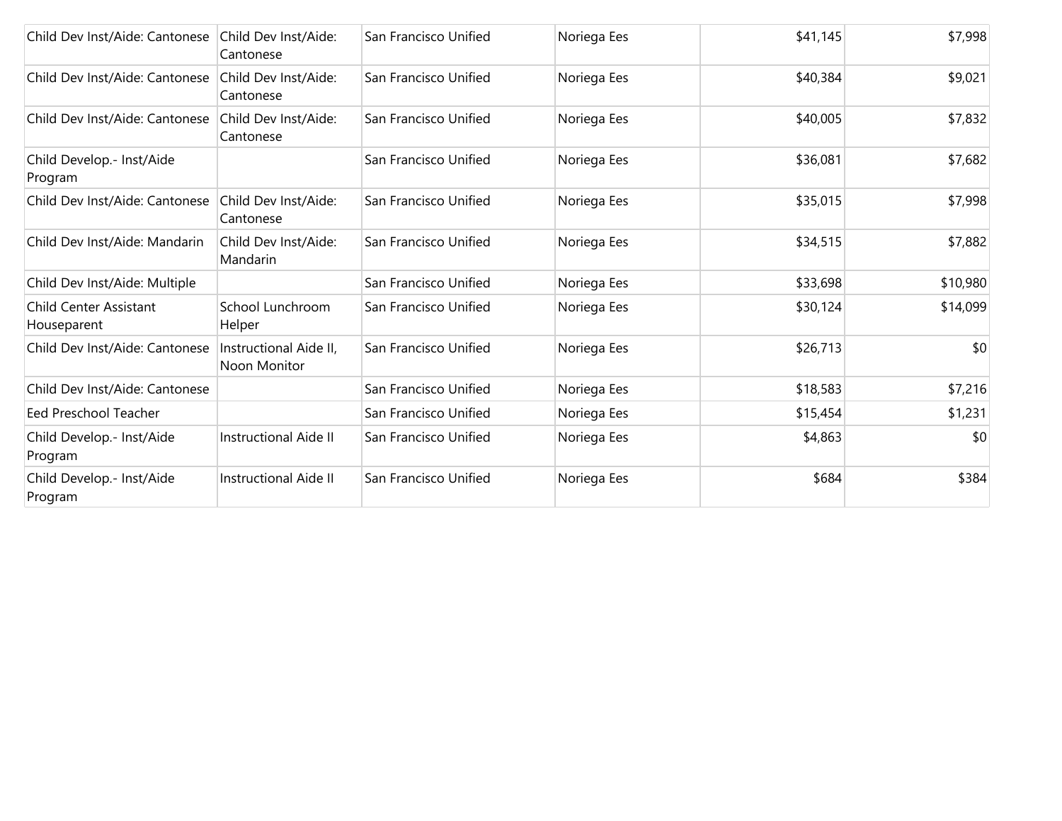| | | | | | |
|---|---|---|---|---|---|
| Child Dev Inst/Aide: Cantonese | Child Dev Inst/Aide: Cantonese | San Francisco Unified | Noriega Ees | $41,145 | $7,998 |
| Child Dev Inst/Aide: Cantonese | Child Dev Inst/Aide: Cantonese | San Francisco Unified | Noriega Ees | $40,384 | $9,021 |
| Child Dev Inst/Aide: Cantonese | Child Dev Inst/Aide: Cantonese | San Francisco Unified | Noriega Ees | $40,005 | $7,832 |
| Child Develop.- Inst/Aide Program | | San Francisco Unified | Noriega Ees | $36,081 | $7,682 |
| Child Dev Inst/Aide: Cantonese | Child Dev Inst/Aide: Cantonese | San Francisco Unified | Noriega Ees | $35,015 | $7,998 |
| Child Dev Inst/Aide: Mandarin | Child Dev Inst/Aide: Mandarin | San Francisco Unified | Noriega Ees | $34,515 | $7,882 |
| Child Dev Inst/Aide: Multiple | | San Francisco Unified | Noriega Ees | $33,698 | $10,980 |
| Child Center Assistant Houseparent | School Lunchroom Helper | San Francisco Unified | Noriega Ees | $30,124 | $14,099 |
| Child Dev Inst/Aide: Cantonese | Instructional Aide II, Noon Monitor | San Francisco Unified | Noriega Ees | $26,713 | $0 |
| Child Dev Inst/Aide: Cantonese | | San Francisco Unified | Noriega Ees | $18,583 | $7,216 |
| Eed Preschool Teacher | | San Francisco Unified | Noriega Ees | $15,454 | $1,231 |
| Child Develop.- Inst/Aide Program | Instructional Aide II | San Francisco Unified | Noriega Ees | $4,863 | $0 |
| Child Develop.- Inst/Aide Program | Instructional Aide II | San Francisco Unified | Noriega Ees | $684 | $384 |